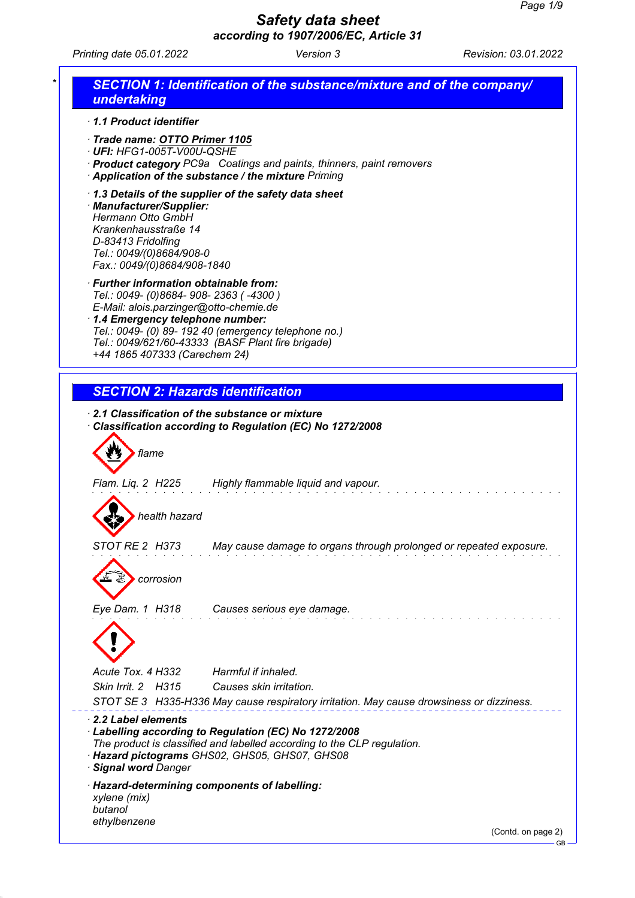# Safety data sheet

**according to 1907/2006/EC, Article 31**

Printing date 05.01.2022 | Version 3 | Revision: 03.01.2022

## SECTION 1: Identification of the substance/mixture and of the company/ undertaking

· **1.1 Product identifier**

· **Trade name: OTTO Primer 1105**
· **UFI:** HFG1-005T-V00U-QSHE
· **Product category** PC9a Coatings and paints, thinners, paint removers
· **Application of the substance / the mixture** Priming

· **1.3 Details of the supplier of the safety data sheet**
· **Manufacturer/Supplier:**
Hermann Otto GmbH
Krankenhausstraße 14
D-83413 Fridolfing
Tel.: 0049/(0)8684/908-0
Fax.: 0049/(0)8684/908-1840

· **Further information obtainable from:**
Tel.: 0049- (0)8684- 908- 2363 ( -4300 )
E-Mail: alois.parzinger@otto-chemie.de
· **1.4 Emergency telephone number:**
Tel.: 0049- (0) 89- 192 40 (emergency telephone no.)
Tel.: 0049/621/60-43333 (BASF Plant fire brigade)
+44 1865 407333 (Carechem 24)

## SECTION 2: Hazards identification

· **2.1 Classification of the substance or mixture**
· **Classification according to Regulation (EC) No 1272/2008**

flame

Flam. Liq. 2 H225 Highly flammable liquid and vapour.

health hazard

STOT RE 2 H373 May cause damage to organs through prolonged or repeated exposure.

corrosion

Eye Dam. 1 H318 Causes serious eye damage.

Acute Tox. 4 H332 Harmful if inhaled.
Skin Irrit. 2 H315 Causes skin irritation.
STOT SE 3 H335-H336 May cause respiratory irritation. May cause drowsiness or dizziness.

· **2.2 Label elements**
· **Labelling according to Regulation (EC) No 1272/2008**
The product is classified and labelled according to the CLP regulation.
· **Hazard pictograms** GHS02, GHS05, GHS07, GHS08
· **Signal word** Danger

· **Hazard-determining components of labelling:**
xylene (mix)
butanol
ethylbenzene

(Contd. on page 2)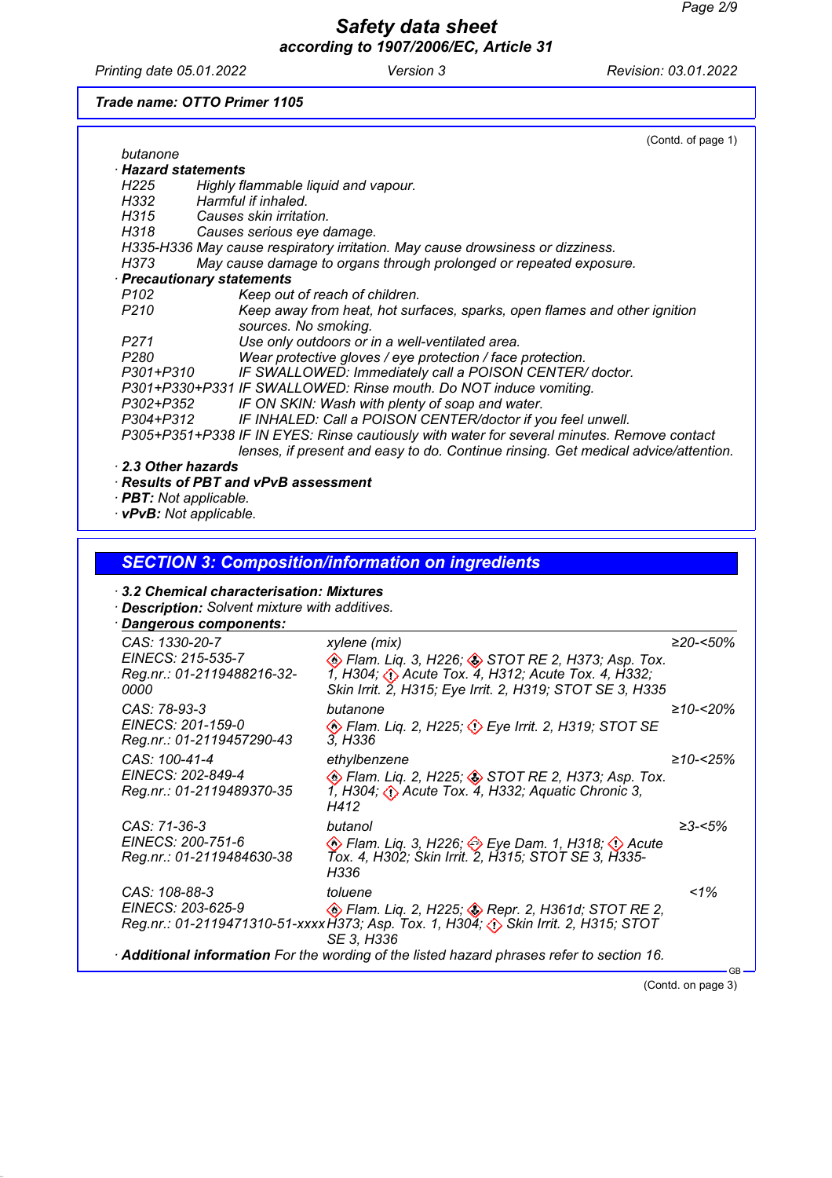Trade name: OTTO Primer 1105

(Contd. of page 1)

butanone

· **Hazard statements**

| | |
|---|---|
| H225 | Highly flammable liquid and vapour. |
| H332 | Harmful if inhaled. |
| H315 | Causes skin irritation. |
| H318 | Causes serious eye damage. |
| H335-H336 | May cause respiratory irritation. May cause drowsiness or dizziness. |
| H373 | May cause damage to organs through prolonged or repeated exposure. |

· **Precautionary statements**

| | |
|---|---|
| P102 | Keep out of reach of children. |
| P210 | Keep away from heat, hot surfaces, sparks, open flames and other ignition sources. No smoking. |
| P271 | Use only outdoors or in a well-ventilated area. |
| P280 | Wear protective gloves / eye protection / face protection. |
| P301+P310 | IF SWALLOWED: Immediately call a POISON CENTER/ doctor. |
| P301+P330+P331 | IF SWALLOWED: Rinse mouth. Do NOT induce vomiting. |
| P302+P352 | IF ON SKIN: Wash with plenty of soap and water. |
| P304+P312 | IF INHALED: Call a POISON CENTER/doctor if you feel unwell. |
| P305+P351+P338 | IF IN EYES: Rinse cautiously with water for several minutes. Remove contact lenses, if present and easy to do. Continue rinsing. Get medical advice/attention. |

· **2.3 Other hazards**

· **Results of PBT and vPvB assessment**

· **PBT:** Not applicable.

· **vPvB:** Not applicable.

## SECTION 3: Composition/information on ingredients

· **3.2 Chemical characterisation: Mixtures**

· **Description:** Solvent mixture with additives.

· **Dangerous components:**

| | | |
|---|---|---|
| CAS: 1330-20-7<br>EINECS: 215-535-7<br>Reg.nr.: 01-2119488216-32-0000 | xylene (mix)<br>Flam. Liq. 3, H226; STOT RE 2, H373; Asp. Tox. 1, H304; Acute Tox. 4, H312; Acute Tox. 4, H332; Skin Irrit. 2, H315; Eye Irrit. 2, H319; STOT SE 3, H335 | ≥20-<50% |
| CAS: 78-93-3<br>EINECS: 201-159-0<br>Reg.nr.: 01-2119457290-43 | butanone<br>Flam. Liq. 2, H225; Eye Irrit. 2, H319; STOT SE 3, H336 | ≥10-<20% |
| CAS: 100-41-4<br>EINECS: 202-849-4<br>Reg.nr.: 01-2119489370-35 | ethylbenzene<br>Flam. Liq. 2, H225; STOT RE 2, H373; Asp. Tox. 1, H304; Acute Tox. 4, H332; Aquatic Chronic 3, H412 | ≥10-<25% |
| CAS: 71-36-3<br>EINECS: 200-751-6<br>Reg.nr.: 01-2119484630-38 | butanol<br>Flam. Liq. 3, H226; Eye Dam. 1, H318; Acute Tox. 4, H302; Skin Irrit. 2, H315; STOT SE 3, H335-H336 | ≥3-<5% |
| CAS: 108-88-3<br>EINECS: 203-625-9<br>Reg.nr.: 01-2119471310-51-xxxx | toluene<br>Flam. Liq. 2, H225; Repr. 2, H361d; STOT RE 2, H373; Asp. Tox. 1, H304; Skin Irrit. 2, H315; STOT SE 3, H336 | <1% |

· **Additional information** For the wording of the listed hazard phrases refer to section 16.

(Contd. on page 3)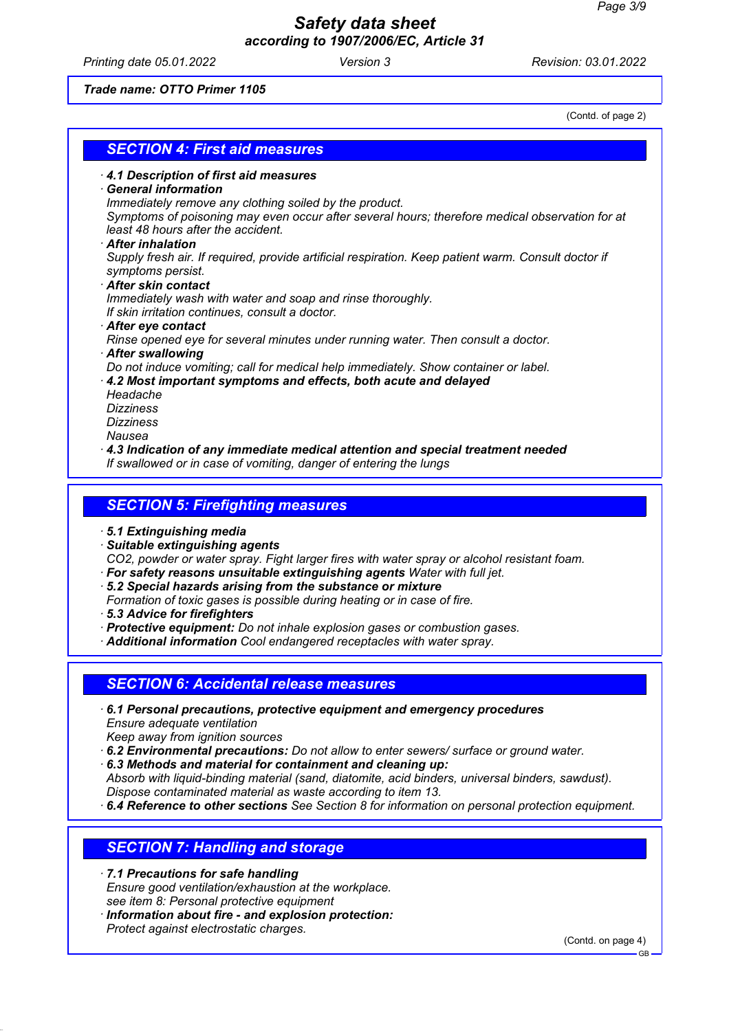Trade name: OTTO Primer 1105

(Contd. of page 2)

## SECTION 4: First aid measures

· **4.1 Description of first aid measures**
· **General information**
Immediately remove any clothing soiled by the product.
Symptoms of poisoning may even occur after several hours; therefore medical observation for at least 48 hours after the accident.
· **After inhalation**
Supply fresh air. If required, provide artificial respiration. Keep patient warm. Consult doctor if symptoms persist.
· **After skin contact**
Immediately wash with water and soap and rinse thoroughly.
If skin irritation continues, consult a doctor.
· **After eye contact**
Rinse opened eye for several minutes under running water. Then consult a doctor.
· **After swallowing**
Do not induce vomiting; call for medical help immediately. Show container or label.
· **4.2 Most important symptoms and effects, both acute and delayed**
Headache
Dizziness
Dizziness
Nausea
· **4.3 Indication of any immediate medical attention and special treatment needed**
If swallowed or in case of vomiting, danger of entering the lungs

## SECTION 5: Firefighting measures

· **5.1 Extinguishing media**
· **Suitable extinguishing agents**
$CO_2$, powder or water spray. Fight larger fires with water spray or alcohol resistant foam.
· **For safety reasons unsuitable extinguishing agents** Water with full jet.
· **5.2 Special hazards arising from the substance or mixture**
Formation of toxic gases is possible during heating or in case of fire.
· **5.3 Advice for firefighters**
· **Protective equipment:** Do not inhale explosion gases or combustion gases.
· **Additional information** Cool endangered receptacles with water spray.

## SECTION 6: Accidental release measures

· **6.1 Personal precautions, protective equipment and emergency procedures**
Ensure adequate ventilation
Keep away from ignition sources
· **6.2 Environmental precautions:** Do not allow to enter sewers/ surface or ground water.
· **6.3 Methods and material for containment and cleaning up:**
Absorb with liquid-binding material (sand, diatomite, acid binders, universal binders, sawdust).
Dispose contaminated material as waste according to item 13.
· **6.4 Reference to other sections** See Section 8 for information on personal protection equipment.

## SECTION 7: Handling and storage

· **7.1 Precautions for safe handling**
Ensure good ventilation/exhaustion at the workplace.
see item 8: Personal protective equipment
· **Information about fire - and explosion protection:**
Protect against electrostatic charges.

(Contd. on page 4)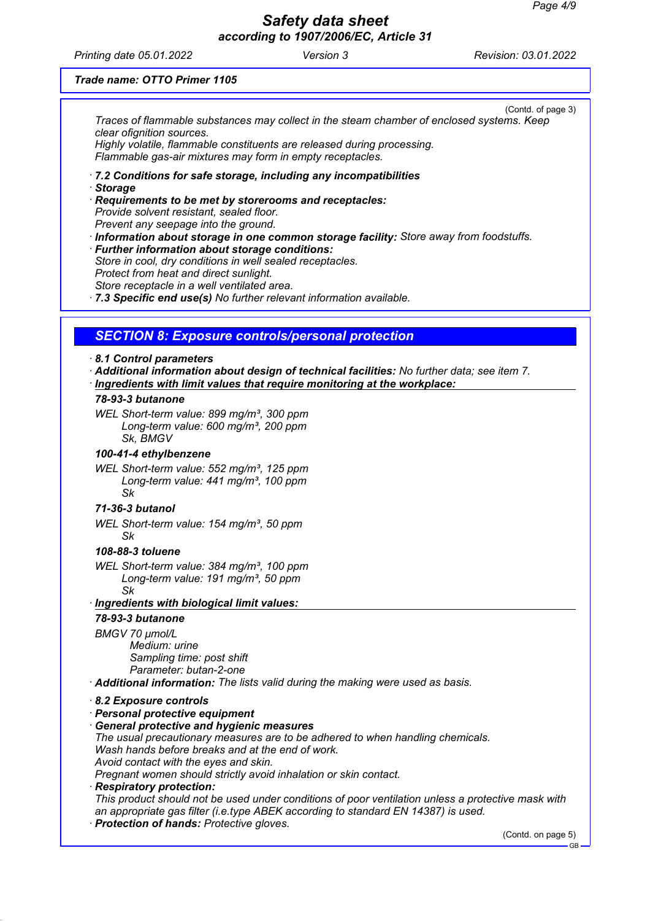Trade name: OTTO Primer 1105

(Contd. of page 3)

Traces of flammable substances may collect in the steam chamber of enclosed systems. Keep clear ofignition sources.
Highly volatile, flammable constituents are released during processing.
Flammable gas-air mixtures may form in empty receptacles.

· **7.2 Conditions for safe storage, including any incompatibilities**
· **Storage**
· **Requirements to be met by storerooms and receptacles:**
Provide solvent resistant, sealed floor.
Prevent any seepage into the ground.
· **Information about storage in one common storage facility:** Store away from foodstuffs.
· **Further information about storage conditions:**
Store in cool, dry conditions in well sealed receptacles.
Protect from heat and direct sunlight.
Store receptacle in a well ventilated area.
· **7.3 Specific end use(s)** No further relevant information available.

## SECTION 8: Exposure controls/personal protection

· **8.1 Control parameters**
· **Additional information about design of technical facilities:** No further data; see item 7.
· **Ingredients with limit values that require monitoring at the workplace:**

**78-93-3 butanone**

WEL Short-term value: 899 mg/m³, 300 ppm
Long-term value: 600 mg/m³, 200 ppm
Sk, BMGV

**100-41-4 ethylbenzene**

WEL Short-term value: 552 mg/m³, 125 ppm
Long-term value: 441 mg/m³, 100 ppm
Sk

**71-36-3 butanol**

WEL Short-term value: 154 mg/m³, 50 ppm
Sk

**108-88-3 toluene**

WEL Short-term value: 384 mg/m³, 100 ppm
Long-term value: 191 mg/m³, 50 ppm
Sk

· **Ingredients with biological limit values:**

**78-93-3 butanone**

BMGV 70 µmol/L
Medium: urine
Sampling time: post shift
Parameter: butan-2-one

· **Additional information:** The lists valid during the making were used as basis.

· **8.2 Exposure controls**
· **Personal protective equipment**
· **General protective and hygienic measures**
The usual precautionary measures are to be adhered to when handling chemicals.
Wash hands before breaks and at the end of work.
Avoid contact with the eyes and skin.
Pregnant women should strictly avoid inhalation or skin contact.
· **Respiratory protection:**
This product should not be used under conditions of poor ventilation unless a protective mask with an appropriate gas filter (i.e.type ABEK according to standard EN 14387) is used.
· **Protection of hands:** Protective gloves.

(Contd. on page 5)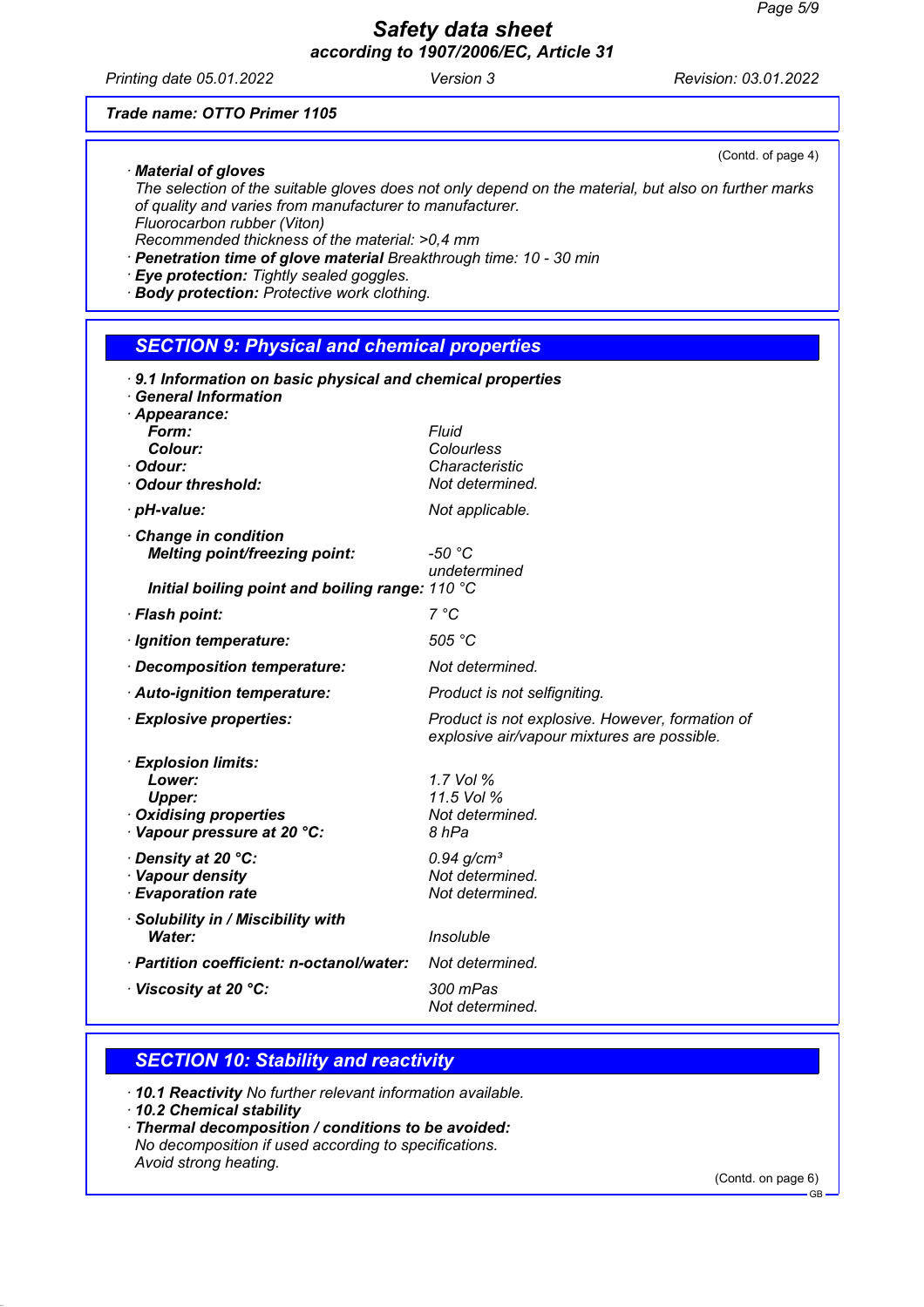**Trade name: OTTO Primer 1105**

(Contd. of page 4)

· **Material of gloves**
The selection of the suitable gloves does not only depend on the material, but also on further marks of quality and varies from manufacturer to manufacturer.
Fluorocarbon rubber (Viton)
Recommended thickness of the material: >0,4 mm
· **Penetration time of glove material** Breakthrough time: 10 - 30 min
· **Eye protection:** Tightly sealed goggles.
· **Body protection:** Protective work clothing.

## SECTION 9: Physical and chemical properties

· **9.1 Information on basic physical and chemical properties**
· **General Information**
· **Appearance:**

| | |
|---|---|
| **Form:** | Fluid |
| **Colour:** | Colourless |
| · **Odour:** | Characteristic |
| · **Odour threshold:** | Not determined. |
| · **pH-value:** | Not applicable. |
| · **Change in condition** | |
| **Melting point/freezing point:** | -50 °C<br>undetermined |
| **Initial boiling point and boiling range:** | 110 °C |
| · **Flash point:** | 7 °C |
| · **Ignition temperature:** | 505 °C |
| · **Decomposition temperature:** | Not determined. |
| · **Auto-ignition temperature:** | Product is not selfigniting. |
| · **Explosive properties:** | Product is not explosive. However, formation of explosive air/vapour mixtures are possible. |
| · **Explosion limits:** | |
| **Lower:** | 1.7 Vol % |
| **Upper:** | 11.5 Vol % |
| · **Oxidising properties** | Not determined. |
| · **Vapour pressure at 20 °C:** | 8 hPa |
| · **Density at 20 °C:** | 0.94 g/cm³ |
| · **Vapour density** | Not determined. |
| · **Evaporation rate** | Not determined. |
| · **Solubility in / Miscibility with** | |
| **Water:** | Insoluble |
| · **Partition coefficient: n-octanol/water:** | Not determined. |
| · **Viscosity at 20 °C:** | 300 mPas<br>Not determined. |

## SECTION 10: Stability and reactivity

· **10.1 Reactivity** No further relevant information available.
· **10.2 Chemical stability**
· **Thermal decomposition / conditions to be avoided:**
No decomposition if used according to specifications.
Avoid strong heating.

(Contd. on page 6)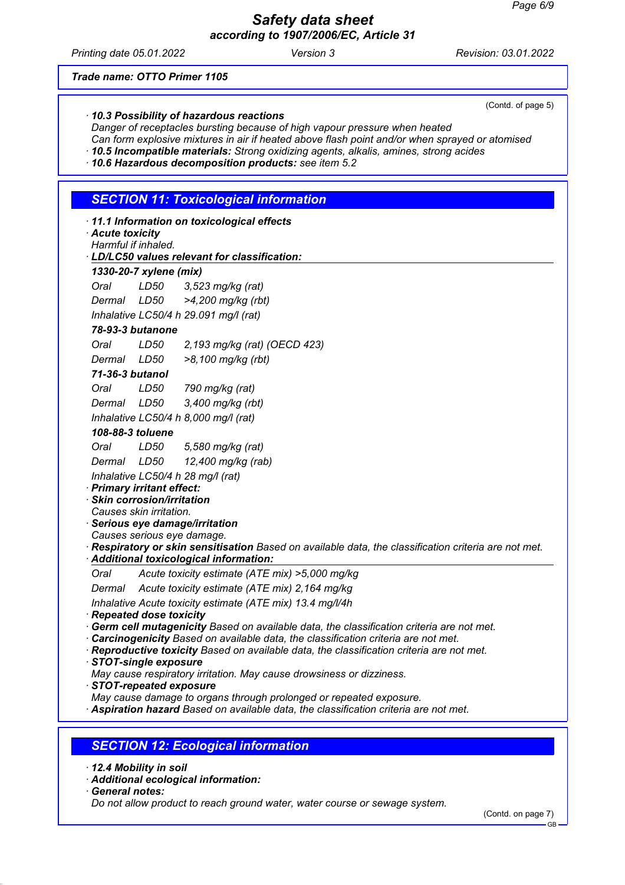Trade name: OTTO Primer 1105

(Contd. of page 5)

· **10.3 Possibility of hazardous reactions**
Danger of receptacles bursting because of high vapour pressure when heated
Can form explosive mixtures in air if heated above flash point and/or when sprayed or atomised
· **10.5 Incompatible materials:** Strong oxidizing agents, alkalis, amines, strong acides
· **10.6 Hazardous decomposition products:** see item 5.2

## SECTION 11: Toxicological information

· **11.1 Information on toxicological effects**
· **Acute toxicity**
Harmful if inhaled.
· **LD/LC50 values relevant for classification:**

**1330-20-7 xylene (mix)**

| | | |
|---|---|---|
| Oral | LD50 | 3,523 mg/kg (rat) |
| Dermal | LD50 | >4,200 mg/kg (rbt) |
| Inhalative | LC50/4 h | 29.091 mg/l (rat) |

**78-93-3 butanone**

| | | |
|---|---|---|
| Oral | LD50 | 2,193 mg/kg (rat) (OECD 423) |
| Dermal | LD50 | >8,100 mg/kg (rbt) |

**71-36-3 butanol**

| | | |
|---|---|---|
| Oral | LD50 | 790 mg/kg (rat) |
| Dermal | LD50 | 3,400 mg/kg (rbt) |
| Inhalative | LC50/4 h | 8,000 mg/l (rat) |

**108-88-3 toluene**

| | | |
|---|---|---|
| Oral | LD50 | 5,580 mg/kg (rat) |
| Dermal | LD50 | 12,400 mg/kg (rab) |
| Inhalative | LC50/4 h | 28 mg/l (rat) |

· **Primary irritant effect:**
· **Skin corrosion/irritation**
Causes skin irritation.
· **Serious eye damage/irritation**
Causes serious eye damage.
· **Respiratory or skin sensitisation** Based on available data, the classification criteria are not met.
· **Additional toxicological information:**

| | |
|---|---|
| Oral | Acute toxicity estimate (ATE mix) >5,000 mg/kg |
| Dermal | Acute toxicity estimate (ATE mix) 2,164 mg/kg |
| Inhalative | Acute toxicity estimate (ATE mix) 13.4 mg/l/4h |

· **Repeated dose toxicity**
· **Germ cell mutagenicity** Based on available data, the classification criteria are not met.
· **Carcinogenicity** Based on available data, the classification criteria are not met.
· **Reproductive toxicity** Based on available data, the classification criteria are not met.
· **STOT-single exposure**
May cause respiratory irritation. May cause drowsiness or dizziness.
· **STOT-repeated exposure**
May cause damage to organs through prolonged or repeated exposure.
· **Aspiration hazard** Based on available data, the classification criteria are not met.

## SECTION 12: Ecological information

· **12.4 Mobility in soil**
· **Additional ecological information:**
· **General notes:**
Do not allow product to reach ground water, water course or sewage system.

(Contd. on page 7)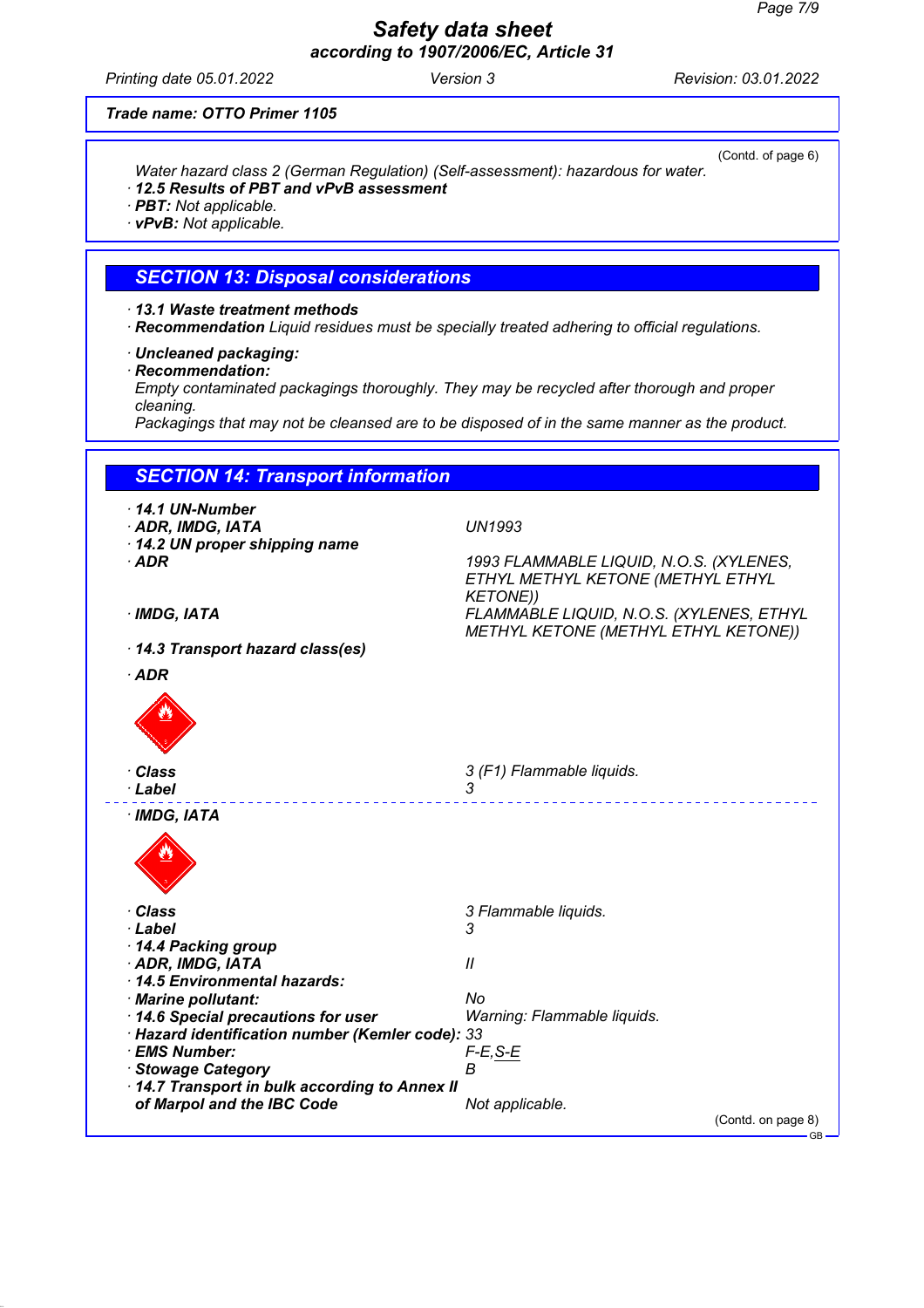(Contd. of page 6)

Water hazard class 2 (German Regulation) (Self-assessment): hazardous for water.

- **12.5 Results of PBT and vPvB assessment**
- **PBT:** Not applicable.
- **vPvB:** Not applicable.

## SECTION 13: Disposal considerations

- **13.1 Waste treatment methods**
- **Recommendation** Liquid residues must be specially treated adhering to official regulations.

- **Uncleaned packaging:**
- **Recommendation:**

Empty contaminated packagings thoroughly. They may be recycled after thorough and proper cleaning.
Packagings that may not be cleansed are to be disposed of in the same manner as the product.

## SECTION 14: Transport information

- **14.1 UN-Number**
- **ADR, IMDG, IATA** UN1993
- **14.2 UN proper shipping name**
- **ADR** 1993 FLAMMABLE LIQUID, N.O.S. (XYLENES, ETHYL METHYL KETONE (METHYL ETHYL KETONE))
- **IMDG, IATA** FLAMMABLE LIQUID, N.O.S. (XYLENES, ETHYL METHYL KETONE (METHYL ETHYL KETONE))

- **14.3 Transport hazard class(es)**

- **ADR**

- **Class** 3 (F1) Flammable liquids.
- **Label** 3

---

- **IMDG, IATA**

- **Class** 3 Flammable liquids.
- **Label** 3
- **14.4 Packing group**
- **ADR, IMDG, IATA** II
- **14.5 Environmental hazards:**
- **Marine pollutant:** No
- **14.6 Special precautions for user** Warning: Flammable liquids.
- **Hazard identification number (Kemler code):** 33
- **EMS Number:** F-E,S-E
- **Stowage Category** B
- **14.7 Transport in bulk according to Annex II of Marpol and the IBC Code** Not applicable.

(Contd. on page 8)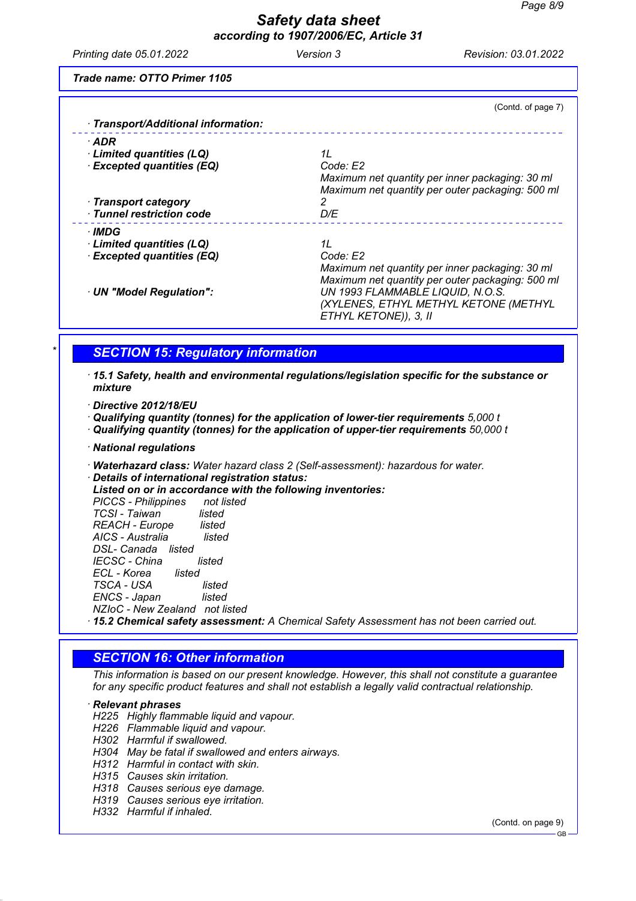**Trade name: OTTO Primer 1105**

(Contd. of page 7)

· **Transport/Additional information:**

| | |
|---|---|
| · **ADR** | |
| · **Limited quantities (LQ)** | 1L |
| · **Excepted quantities (EQ)** | Code: E2<br>Maximum net quantity per inner packaging: 30 ml<br>Maximum net quantity per outer packaging: 500 ml |
| · **Transport category** | 2 |
| · **Tunnel restriction code** | D/E |
| · **IMDG** | |
| · **Limited quantities (LQ)** | 1L |
| · **Excepted quantities (EQ)** | Code: E2<br>Maximum net quantity per inner packaging: 30 ml<br>Maximum net quantity per outer packaging: 500 ml |
| · **UN "Model Regulation":** | UN 1993 FLAMMABLE LIQUID, N.O.S. (XYLENES, ETHYL METHYL KETONE (METHYL ETHYL KETONE)), 3, II |

## * SECTION 15: Regulatory information

· **15.1 Safety, health and environmental regulations/legislation specific for the substance or mixture**

· **Directive 2012/18/EU**
· **Qualifying quantity (tonnes) for the application of lower-tier requirements** 5,000 t
· **Qualifying quantity (tonnes) for the application of upper-tier requirements** 50,000 t

· **National regulations**

· **Waterhazard class:** Water hazard class 2 (Self-assessment): hazardous for water.
· **Details of international registration status:**
**Listed on or in accordance with the following inventories:**

| | |
|---|---|
| PICCS - Philippines | not listed |
| TCSI - Taiwan | listed |
| REACH - Europe | listed |
| AICS - Australia | listed |
| DSL- Canada | listed |
| IECSC - China | listed |
| ECL - Korea | listed |
| TSCA - USA | listed |
| ENCS - Japan | listed |
| NZIoC - New Zealand | not listed |

· **15.2 Chemical safety assessment:** A Chemical Safety Assessment has not been carried out.

## SECTION 16: Other information

This information is based on our present knowledge. However, this shall not constitute a guarantee for any specific product features and shall not establish a legally valid contractual relationship.

· **Relevant phrases**
H225 Highly flammable liquid and vapour.
H226 Flammable liquid and vapour.
H302 Harmful if swallowed.
H304 May be fatal if swallowed and enters airways.
H312 Harmful in contact with skin.
H315 Causes skin irritation.
H318 Causes serious eye damage.
H319 Causes serious eye irritation.
H332 Harmful if inhaled.

(Contd. on page 9)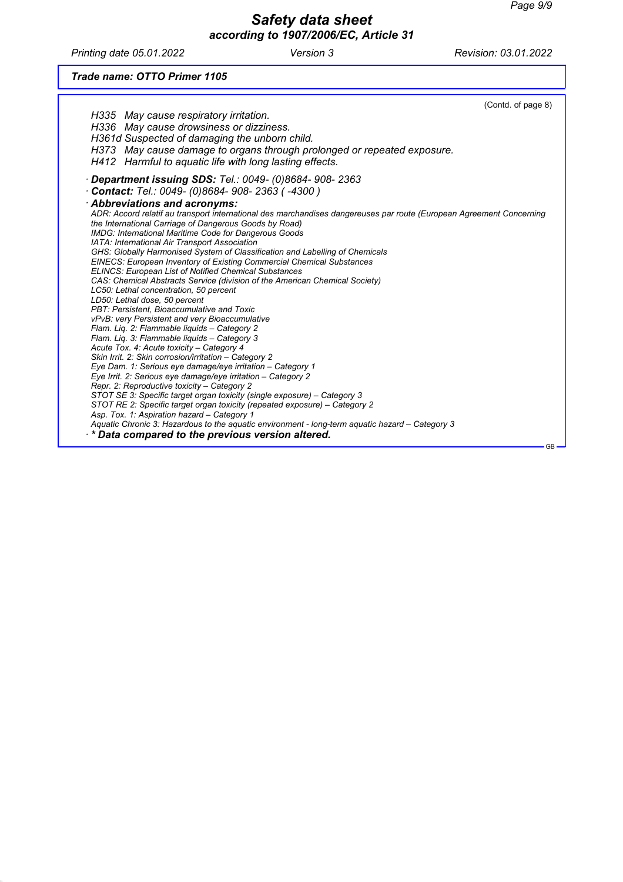(Contd. of page 8)

H335 May cause respiratory irritation.
H336 May cause drowsiness or dizziness.
H361d Suspected of damaging the unborn child.
H373 May cause damage to organs through prolonged or repeated exposure.
H412 Harmful to aquatic life with long lasting effects.

· **Department issuing SDS:** Tel.: 0049- (0)8684- 908- 2363
· **Contact:** Tel.: 0049- (0)8684- 908- 2363 ( -4300 )
· **Abbreviations and acronyms:**
ADR: Accord relatif au transport international des marchandises dangereuses par route (European Agreement Concerning the International Carriage of Dangerous Goods by Road)
IMDG: International Maritime Code for Dangerous Goods
IATA: International Air Transport Association
GHS: Globally Harmonised System of Classification and Labelling of Chemicals
EINECS: European Inventory of Existing Commercial Chemical Substances
ELINCS: European List of Notified Chemical Substances
CAS: Chemical Abstracts Service (division of the American Chemical Society)
LC50: Lethal concentration, 50 percent
LD50: Lethal dose, 50 percent
PBT: Persistent, Bioaccumulative and Toxic
vPvB: very Persistent and very Bioaccumulative
Flam. Liq. 2: Flammable liquids – Category 2
Flam. Liq. 3: Flammable liquids – Category 3
Acute Tox. 4: Acute toxicity – Category 4
Skin Irrit. 2: Skin corrosion/irritation – Category 2
Eye Dam. 1: Serious eye damage/eye irritation – Category 1
Eye Irrit. 2: Serious eye damage/eye irritation – Category 2
Repr. 2: Reproductive toxicity – Category 2
STOT SE 3: Specific target organ toxicity (single exposure) – Category 3
STOT RE 2: Specific target organ toxicity (repeated exposure) – Category 2
Asp. Tox. 1: Aspiration hazard – Category 1
Aquatic Chronic 3: Hazardous to the aquatic environment - long-term aquatic hazard – Category 3
· *** Data compared to the previous version altered.**